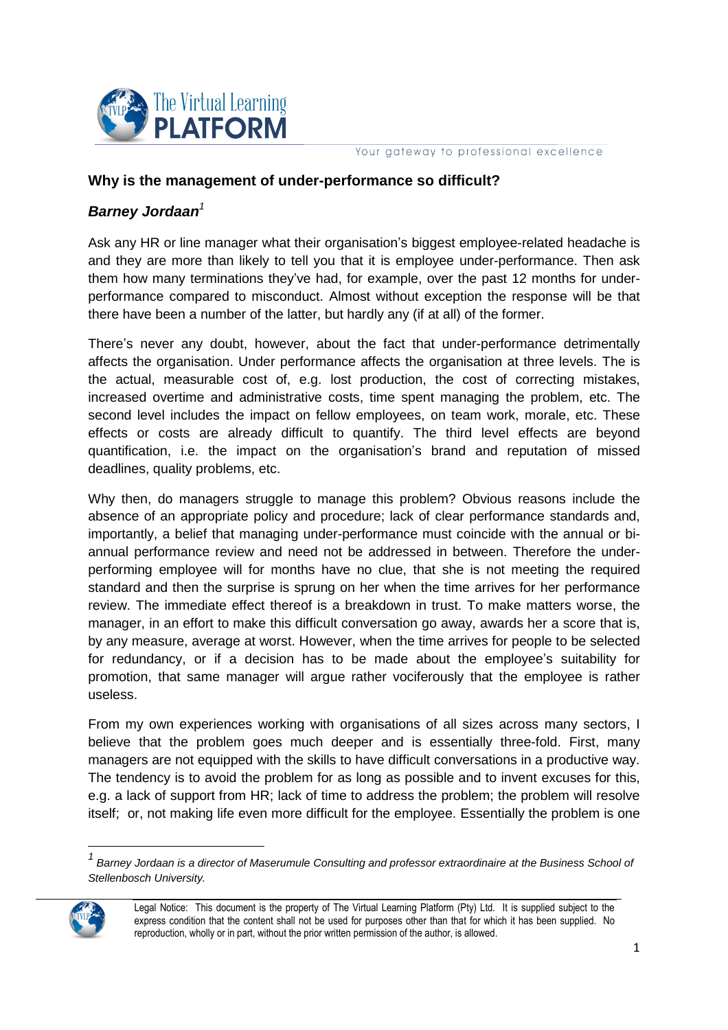## Why is the management of under-performance so difficult?

### *Barney Jordaan*[1]

Ask any HR or line manager what their organisation's biggest employee-related headache is and they are more than likely to tell you that it is employee under-performance. Then ask them how many terminations they've had, for example, over the past 12 months for under-performance compared to misconduct. Almost without exception the response will be that there have been a number of the latter, but hardly any (if at all) of the former.

There's never any doubt, however, about the fact that under-performance detrimentally affects the organisation. Under performance affects the organisation at three levels. The is the actual, measurable cost of, e.g. lost production, the cost of correcting mistakes, increased overtime and administrative costs, time spent managing the problem, etc. The second level includes the impact on fellow employees, on team work, morale, etc. These effects or costs are already difficult to quantify. The third level effects are beyond quantification, i.e. the impact on the organisation's brand and reputation of missed deadlines, quality problems, etc.

Why then, do managers struggle to manage this problem? Obvious reasons include the absence of an appropriate policy and procedure; lack of clear performance standards and, importantly, a belief that managing under-performance must coincide with the annual or bi-annual performance review and need not be addressed in between. Therefore the under-performing employee will for months have no clue, that she is not meeting the required standard and then the surprise is sprung on her when the time arrives for her performance review. The immediate effect thereof is a breakdown in trust. To make matters worse, the manager, in an effort to make this difficult conversation go away, awards her a score that is, by any measure, average at worst. However, when the time arrives for people to be selected for redundancy, or if a decision has to be made about the employee's suitability for promotion, that same manager will argue rather vociferously that the employee is rather useless.

From my own experiences working with organisations of all sizes across many sectors, I believe that the problem goes much deeper and is essentially three-fold. First, many managers are not equipped with the skills to have difficult conversations in a productive way. The tendency is to avoid the problem for as long as possible and to invent excuses for this, e.g. a lack of support from HR; lack of time to address the problem; the problem will resolve itself; or, not making life even more difficult for the employee. Essentially the problem is one

---

[1] *Barney Jordaan is a director of Maserumule Consulting and professor extraordinaire at the Business School of Stellenbosch University.*

Legal Notice: This document is the property of The Virtual Learning Platform (Pty) Ltd. It is supplied subject to the express condition that the content shall not be used for purposes other than that for which it has been supplied. No reproduction, wholly or in part, without the prior written permission of the author, is allowed.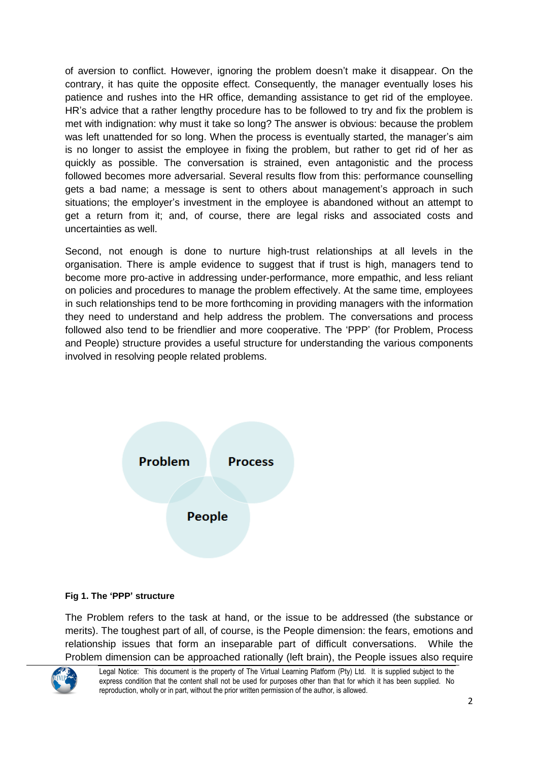of aversion to conflict. However, ignoring the problem doesn't make it disappear. On the contrary, it has quite the opposite effect. Consequently, the manager eventually loses his patience and rushes into the HR office, demanding assistance to get rid of the employee. HR's advice that a rather lengthy procedure has to be followed to try and fix the problem is met with indignation: why must it take so long? The answer is obvious: because the problem was left unattended for so long. When the process is eventually started, the manager's aim is no longer to assist the employee in fixing the problem, but rather to get rid of her as quickly as possible. The conversation is strained, even antagonistic and the process followed becomes more adversarial. Several results flow from this: performance counselling gets a bad name; a message is sent to others about management's approach in such situations; the employer's investment in the employee is abandoned without an attempt to get a return from it; and, of course, there are legal risks and associated costs and uncertainties as well.

Second, not enough is done to nurture high-trust relationships at all levels in the organisation. There is ample evidence to suggest that if trust is high, managers tend to become more pro-active in addressing under-performance, more empathic, and less reliant on policies and procedures to manage the problem effectively. At the same time, employees in such relationships tend to be more forthcoming in providing managers with the information they need to understand and help address the problem. The conversations and process followed also tend to be friendlier and more cooperative. The 'PPP' (for Problem, Process and People) structure provides a useful structure for understanding the various components involved in resolving people related problems.

Problem

Process

People

**Fig 1. The 'PPP' structure**

The Problem refers to the task at hand, or the issue to be addressed (the substance or merits). The toughest part of all, of course, is the People dimension: the fears, emotions and relationship issues that form an inseparable part of difficult conversations. While the Problem dimension can be approached rationally (left brain), the People issues also require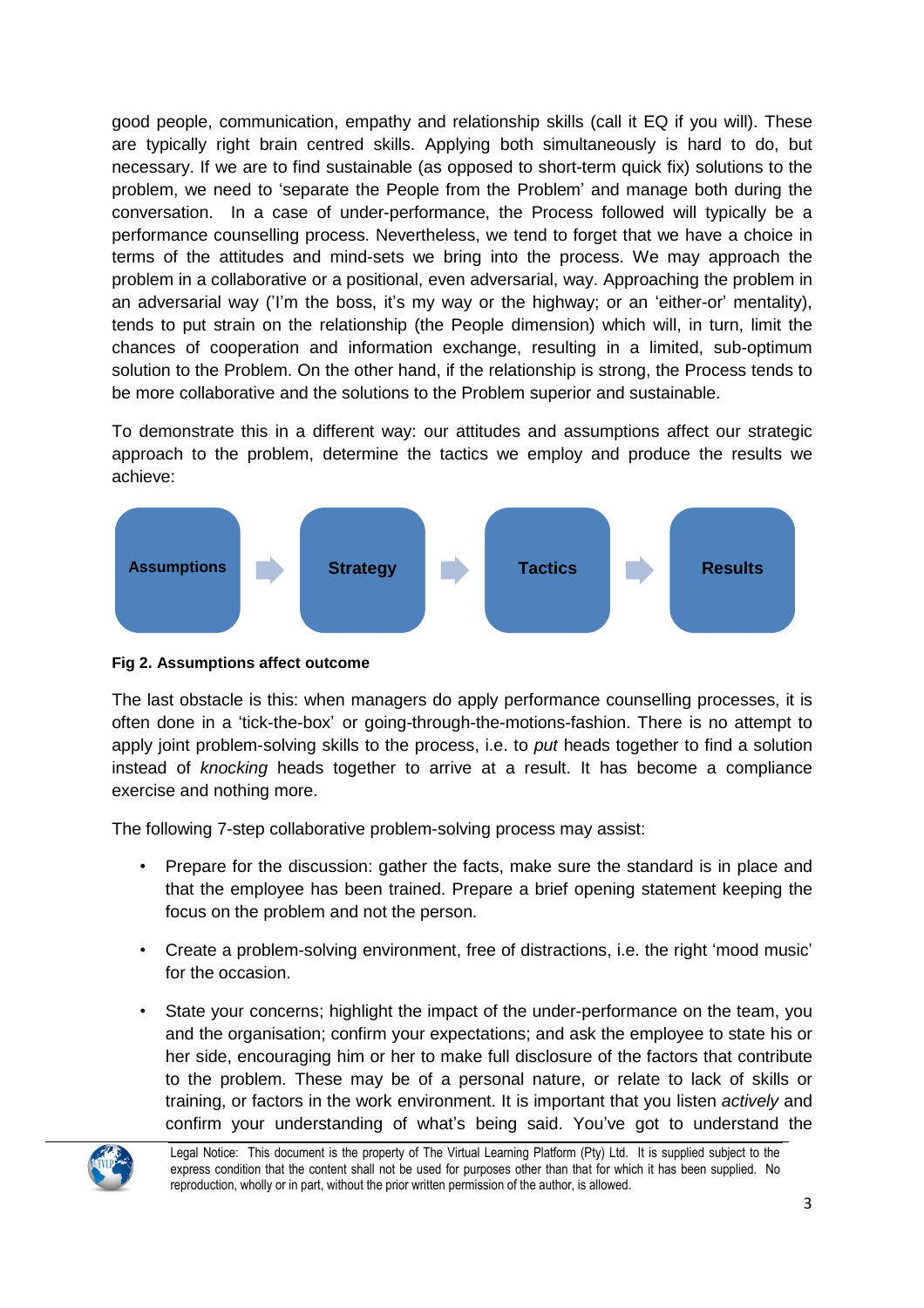good people, communication, empathy and relationship skills (call it EQ if you will). These are typically right brain centred skills. Applying both simultaneously is hard to do, but necessary. If we are to find sustainable (as opposed to short-term quick fix) solutions to the problem, we need to 'separate the People from the Problem' and manage both during the conversation. In a case of under-performance, the Process followed will typically be a performance counselling process. Nevertheless, we tend to forget that we have a choice in terms of the attitudes and mind-sets we bring into the process. We may approach the problem in a collaborative or a positional, even adversarial, way. Approaching the problem in an adversarial way ('I'm the boss, it's my way or the highway; or an 'either-or' mentality), tends to put strain on the relationship (the People dimension) which will, in turn, limit the chances of cooperation and information exchange, resulting in a limited, sub-optimum solution to the Problem. On the other hand, if the relationship is strong, the Process tends to be more collaborative and the solutions to the Problem superior and sustainable.

To demonstrate this in a different way: our attitudes and assumptions affect our strategic approach to the problem, determine the tactics we employ and produce the results we achieve:

**Assumptions** → **Strategy** → **Tactics** → **Results**

**Fig 2. Assumptions affect outcome**

The last obstacle is this: when managers do apply performance counselling processes, it is often done in a 'tick-the-box' or going-through-the-motions-fashion. There is no attempt to apply joint problem-solving skills to the process, i.e. to *put* heads together to find a solution instead of *knocking* heads together to arrive at a result. It has become a compliance exercise and nothing more.

The following 7-step collaborative problem-solving process may assist:

- Prepare for the discussion: gather the facts, make sure the standard is in place and that the employee has been trained. Prepare a brief opening statement keeping the focus on the problem and not the person.
- Create a problem-solving environment, free of distractions, i.e. the right 'mood music' for the occasion.
- State your concerns; highlight the impact of the under-performance on the team, you and the organisation; confirm your expectations; and ask the employee to state his or her side, encouraging him or her to make full disclosure of the factors that contribute to the problem. These may be of a personal nature, or relate to lack of skills or training, or factors in the work environment. It is important that you listen *actively* and confirm your understanding of what's being said. You've got to understand the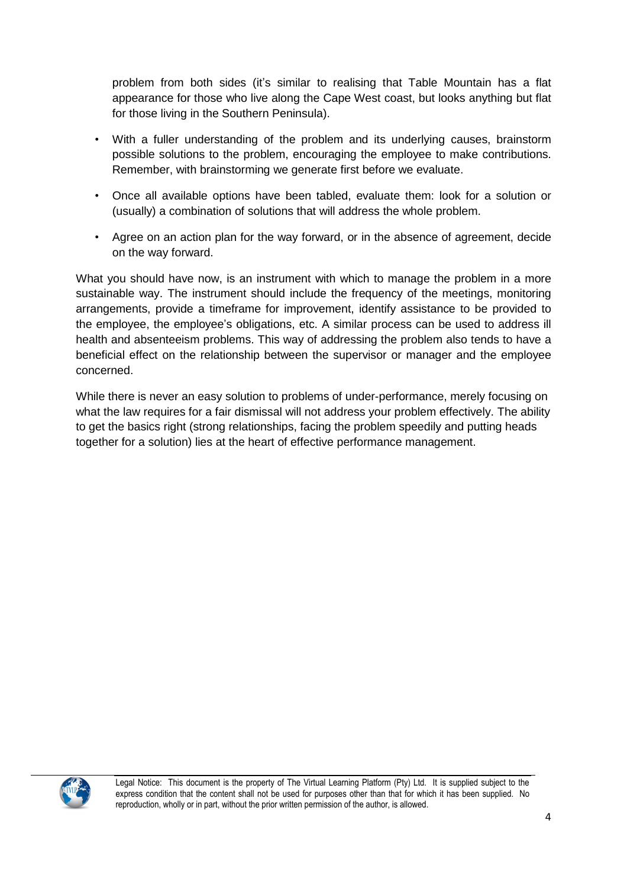problem from both sides (it's similar to realising that Table Mountain has a flat appearance for those who live along the Cape West coast, but looks anything but flat for those living in the Southern Peninsula).

- With a fuller understanding of the problem and its underlying causes, brainstorm possible solutions to the problem, encouraging the employee to make contributions. Remember, with brainstorming we generate first before we evaluate.
- Once all available options have been tabled, evaluate them: look for a solution or (usually) a combination of solutions that will address the whole problem.
- Agree on an action plan for the way forward, or in the absence of agreement, decide on the way forward.

What you should have now, is an instrument with which to manage the problem in a more sustainable way. The instrument should include the frequency of the meetings, monitoring arrangements, provide a timeframe for improvement, identify assistance to be provided to the employee, the employee's obligations, etc. A similar process can be used to address ill health and absenteeism problems. This way of addressing the problem also tends to have a beneficial effect on the relationship between the supervisor or manager and the employee concerned.

While there is never an easy solution to problems of under-performance, merely focusing on what the law requires for a fair dismissal will not address your problem effectively. The ability to get the basics right (strong relationships, facing the problem speedily and putting heads together for a solution) lies at the heart of effective performance management.